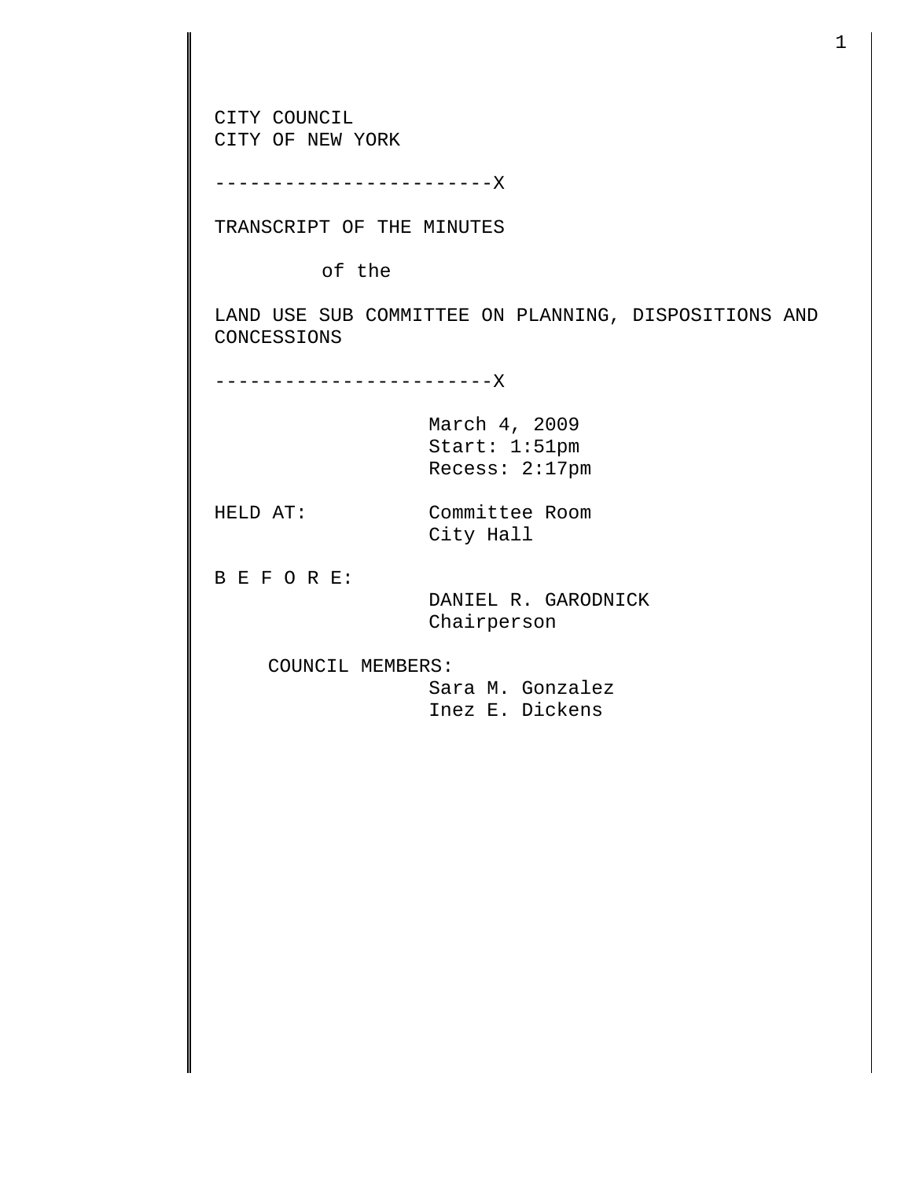CITY COUNCIL
CITY OF NEW YORK

------------------------X

TRANSCRIPT OF THE MINUTES

of the

LAND USE SUB COMMITTEE ON PLANNING, DISPOSITIONS AND CONCESSIONS

------------------------X

March 4, 2009
Start: 1:51pm
Recess: 2:17pm

HELD AT: Committee Room
City Hall

B E F O R E:
DANIEL R. GARODNICK
Chairperson

COUNCIL MEMBERS:
Sara M. Gonzalez
Inez E. Dickens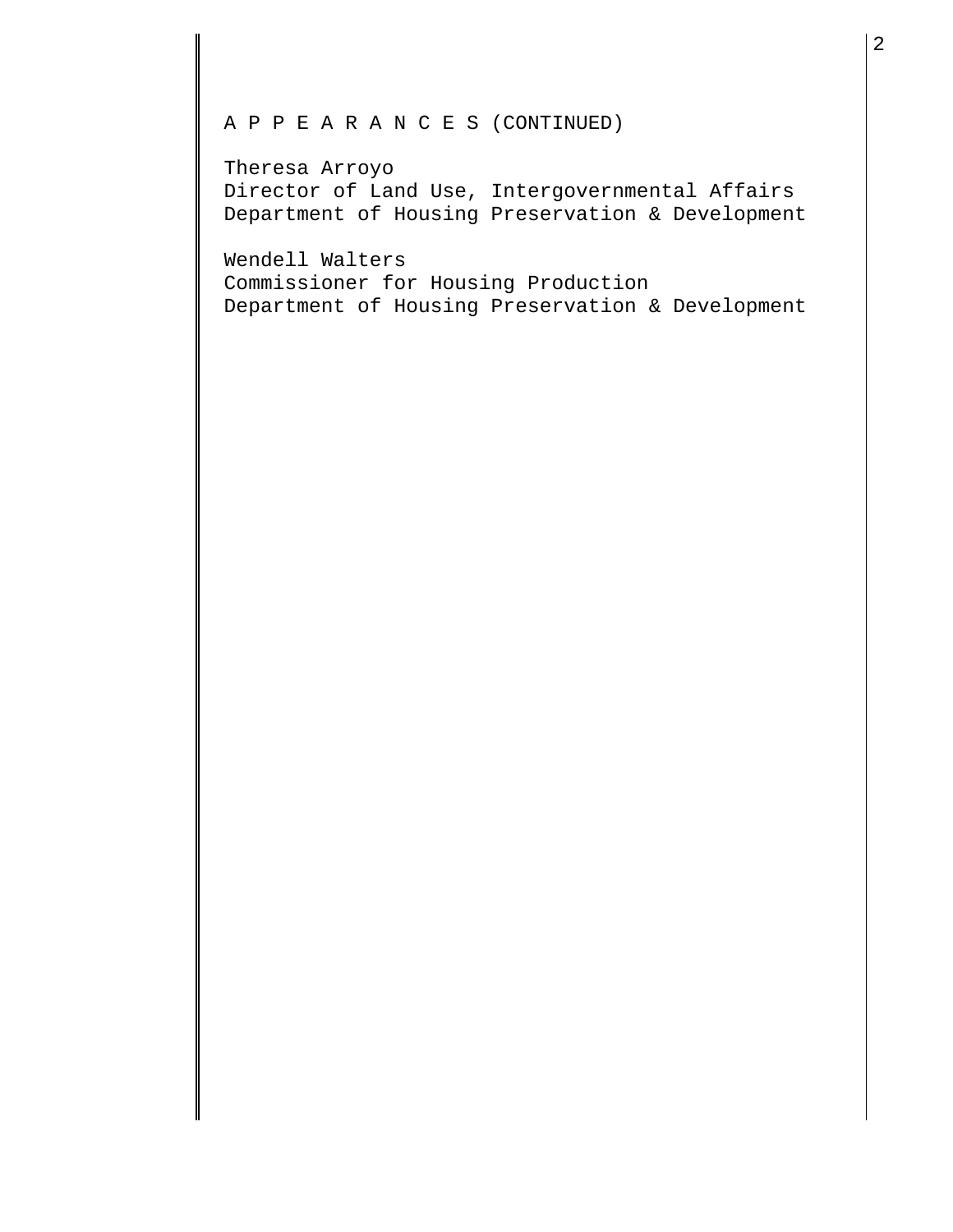A P P E A R A N C E S (CONTINUED)

Theresa Arroyo
Director of Land Use, Intergovernmental Affairs
Department of Housing Preservation & Development

Wendell Walters
Commissioner for Housing Production
Department of Housing Preservation & Development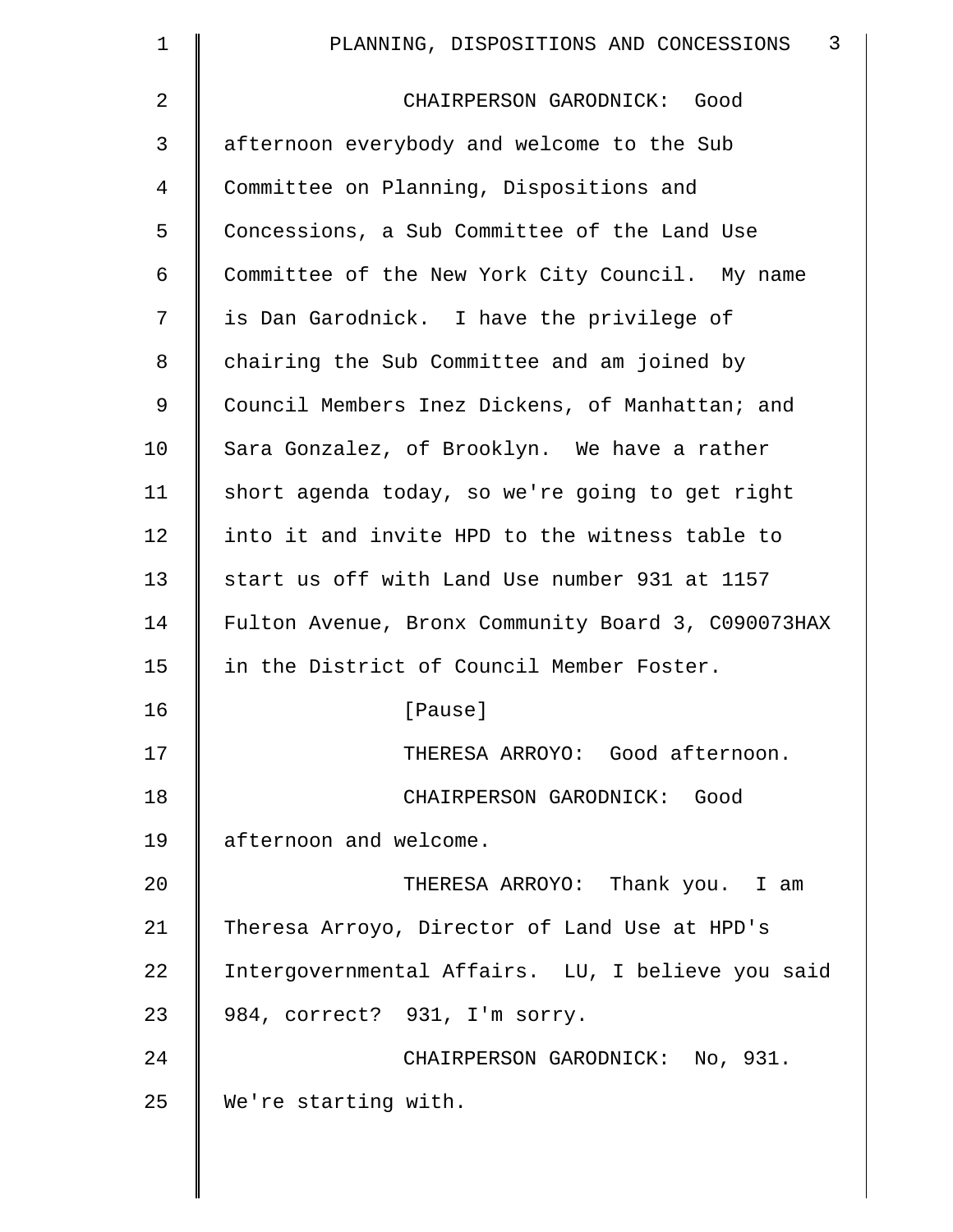CHAIRPERSON GARODNICK: Good afternoon everybody and welcome to the Sub Committee on Planning, Dispositions and Concessions, a Sub Committee of the Land Use Committee of the New York City Council. My name is Dan Garodnick. I have the privilege of chairing the Sub Committee and am joined by Council Members Inez Dickens, of Manhattan; and Sara Gonzalez, of Brooklyn. We have a rather short agenda today, so we're going to get right into it and invite HPD to the witness table to start us off with Land Use number 931 at 1157 Fulton Avenue, Bronx Community Board 3, C090073HAX in the District of Council Member Foster.

[Pause]

THERESA ARROYO: Good afternoon.

CHAIRPERSON GARODNICK: Good afternoon and welcome.

THERESA ARROYO: Thank you. I am Theresa Arroyo, Director of Land Use at HPD's Intergovernmental Affairs. LU, I believe you said 984, correct? 931, I'm sorry.

CHAIRPERSON GARODNICK: No, 931. We're starting with.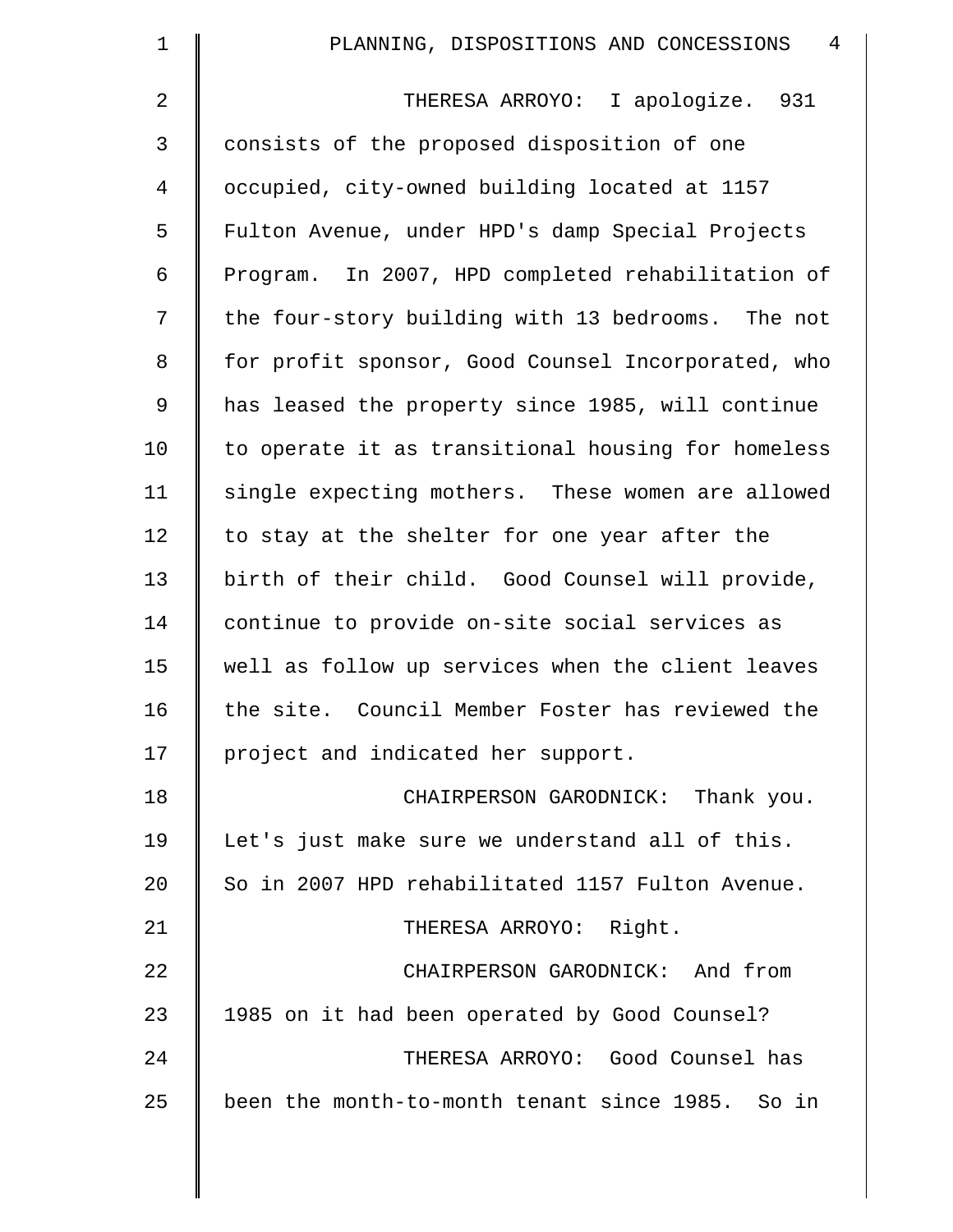THERESA ARROYO: I apologize. 931 consists of the proposed disposition of one occupied, city-owned building located at 1157 Fulton Avenue, under HPD's damp Special Projects Program. In 2007, HPD completed rehabilitation of the four-story building with 13 bedrooms. The not for profit sponsor, Good Counsel Incorporated, who has leased the property since 1985, will continue to operate it as transitional housing for homeless single expecting mothers. These women are allowed to stay at the shelter for one year after the birth of their child. Good Counsel will provide, continue to provide on-site social services as well as follow up services when the client leaves the site. Council Member Foster has reviewed the project and indicated her support.

CHAIRPERSON GARODNICK: Thank you. Let's just make sure we understand all of this. So in 2007 HPD rehabilitated 1157 Fulton Avenue.

THERESA ARROYO: Right.

CHAIRPERSON GARODNICK: And from 1985 on it had been operated by Good Counsel?

THERESA ARROYO: Good Counsel has been the month-to-month tenant since 1985. So in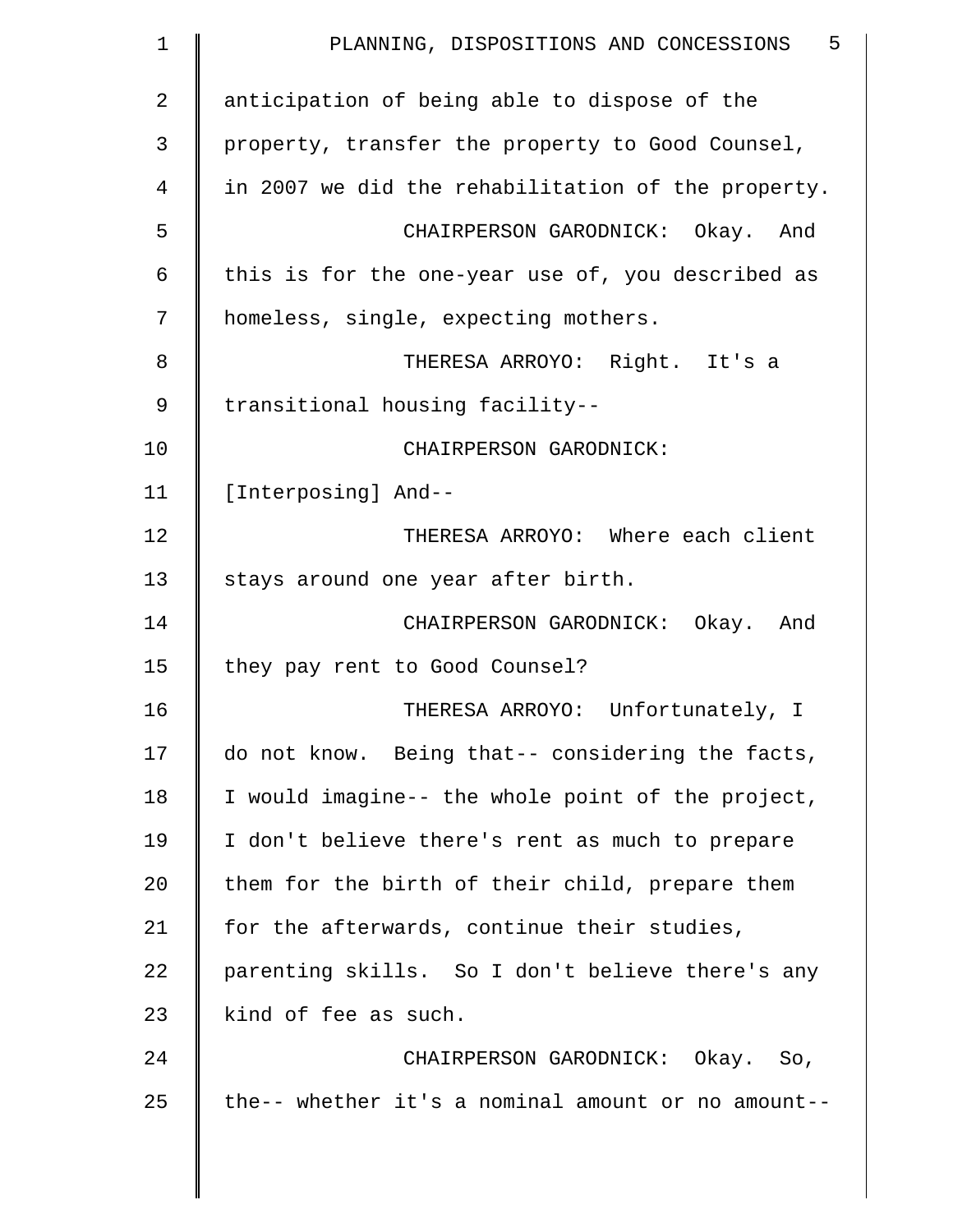anticipation of being able to dispose of the property, transfer the property to Good Counsel, in 2007 we did the rehabilitation of the property.

CHAIRPERSON GARODNICK: Okay. And this is for the one-year use of, you described as homeless, single, expecting mothers.

THERESA ARROYO: Right. It's a transitional housing facility--

CHAIRPERSON GARODNICK: [Interposing] And--

THERESA ARROYO: Where each client stays around one year after birth.

CHAIRPERSON GARODNICK: Okay. And they pay rent to Good Counsel?

THERESA ARROYO: Unfortunately, I do not know. Being that-- considering the facts, I would imagine-- the whole point of the project, I don't believe there's rent as much to prepare them for the birth of their child, prepare them for the afterwards, continue their studies, parenting skills. So I don't believe there's any kind of fee as such.

CHAIRPERSON GARODNICK: Okay. So, the-- whether it's a nominal amount or no amount--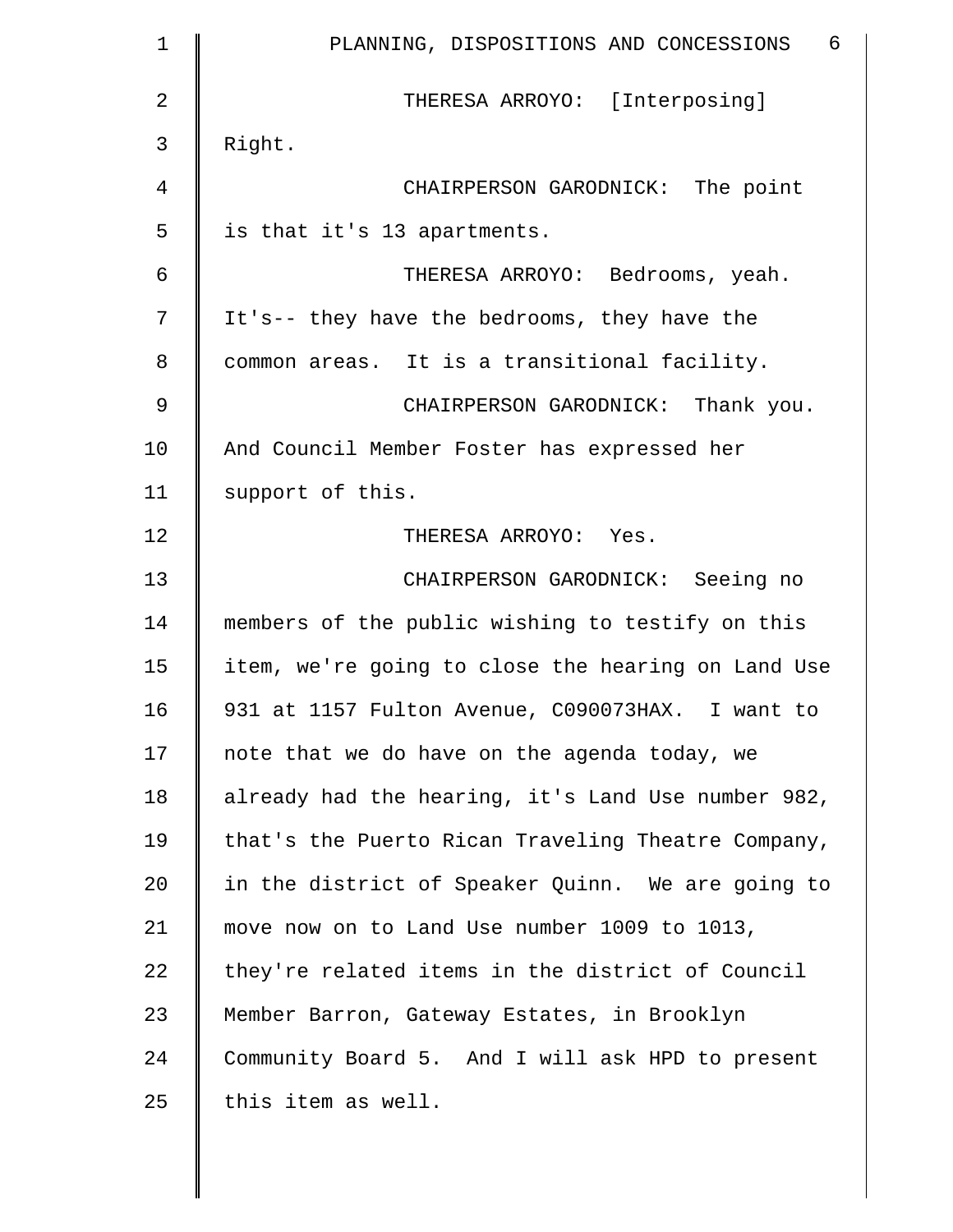THERESA ARROYO: [Interposing] Right.

CHAIRPERSON GARODNICK: The point is that it's 13 apartments.

THERESA ARROYO: Bedrooms, yeah. It's-- they have the bedrooms, they have the common areas. It is a transitional facility.

CHAIRPERSON GARODNICK: Thank you. And Council Member Foster has expressed her support of this.

THERESA ARROYO: Yes.

CHAIRPERSON GARODNICK: Seeing no members of the public wishing to testify on this item, we're going to close the hearing on Land Use 931 at 1157 Fulton Avenue, C090073HAX. I want to note that we do have on the agenda today, we already had the hearing, it's Land Use number 982, that's the Puerto Rican Traveling Theatre Company, in the district of Speaker Quinn. We are going to move now on to Land Use number 1009 to 1013, they're related items in the district of Council Member Barron, Gateway Estates, in Brooklyn Community Board 5. And I will ask HPD to present this item as well.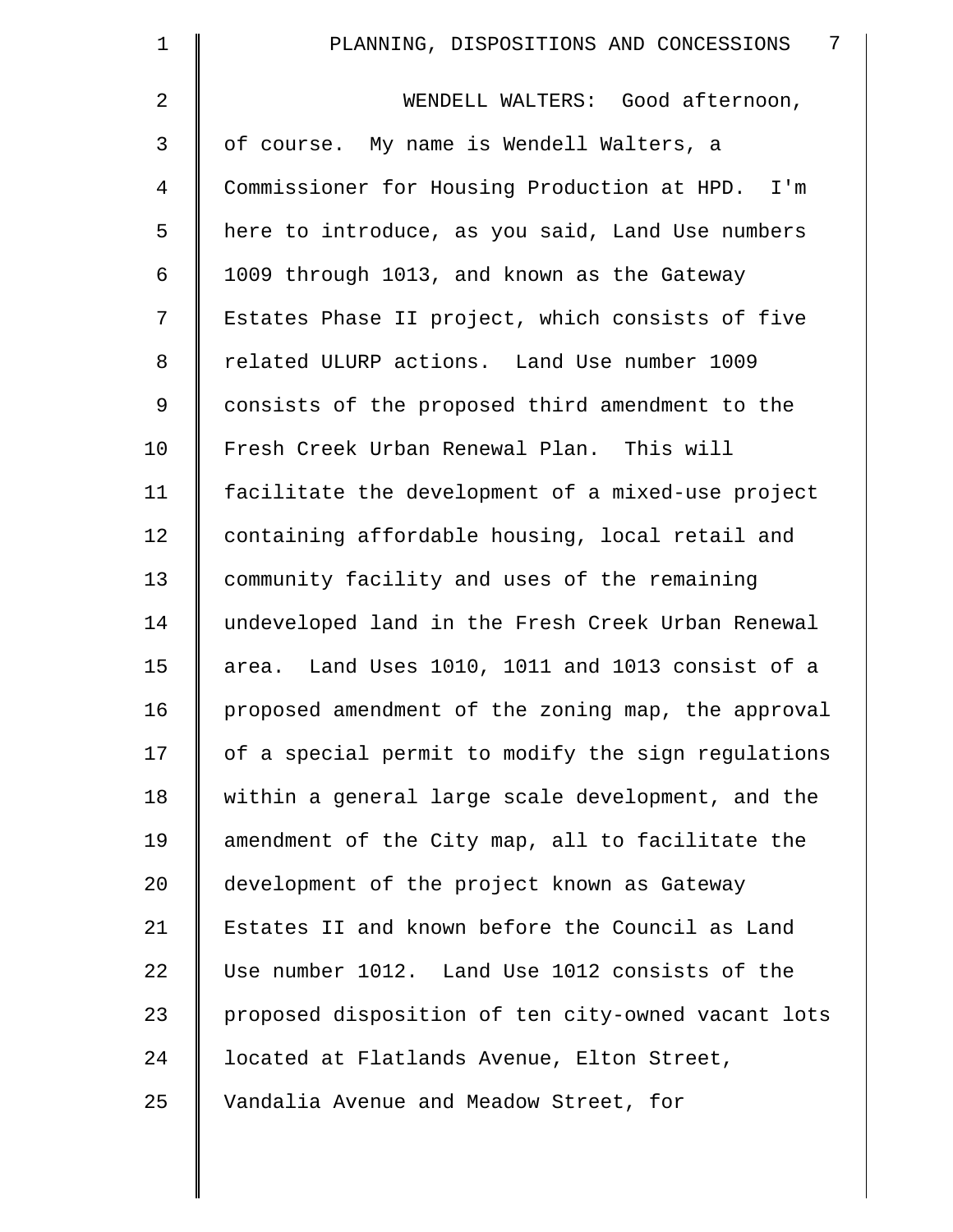WENDELL WALTERS: Good afternoon, of course. My name is Wendell Walters, a Commissioner for Housing Production at HPD. I'm here to introduce, as you said, Land Use numbers 1009 through 1013, and known as the Gateway Estates Phase II project, which consists of five related ULURP actions. Land Use number 1009 consists of the proposed third amendment to the Fresh Creek Urban Renewal Plan. This will facilitate the development of a mixed-use project containing affordable housing, local retail and community facility and uses of the remaining undeveloped land in the Fresh Creek Urban Renewal area. Land Uses 1010, 1011 and 1013 consist of a proposed amendment of the zoning map, the approval of a special permit to modify the sign regulations within a general large scale development, and the amendment of the City map, all to facilitate the development of the project known as Gateway Estates II and known before the Council as Land Use number 1012. Land Use 1012 consists of the proposed disposition of ten city-owned vacant lots located at Flatlands Avenue, Elton Street, Vandalia Avenue and Meadow Street, for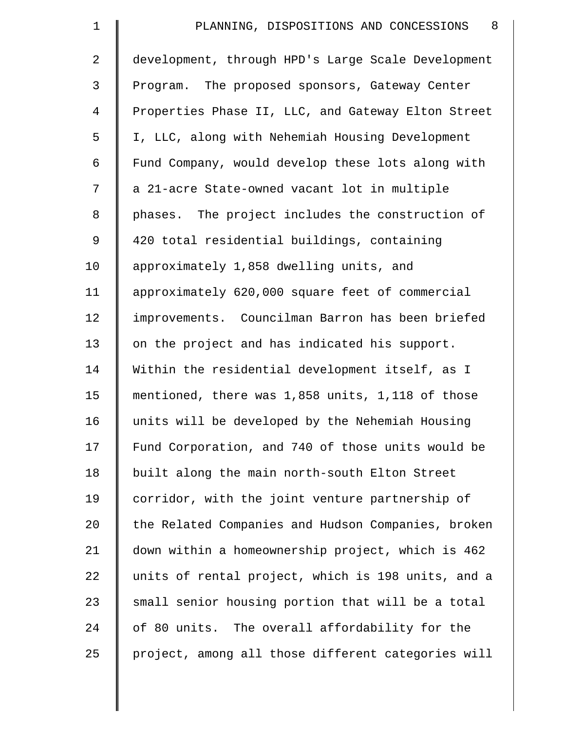development, through HPD's Large Scale Development Program. The proposed sponsors, Gateway Center Properties Phase II, LLC, and Gateway Elton Street I, LLC, along with Nehemiah Housing Development Fund Company, would develop these lots along with a 21-acre State-owned vacant lot in multiple phases. The project includes the construction of 420 total residential buildings, containing approximately 1,858 dwelling units, and approximately 620,000 square feet of commercial improvements. Councilman Barron has been briefed on the project and has indicated his support. Within the residential development itself, as I mentioned, there was 1,858 units, 1,118 of those units will be developed by the Nehemiah Housing Fund Corporation, and 740 of those units would be built along the main north-south Elton Street corridor, with the joint venture partnership of the Related Companies and Hudson Companies, broken down within a homeownership project, which is 462 units of rental project, which is 198 units, and a small senior housing portion that will be a total of 80 units. The overall affordability for the project, among all those different categories will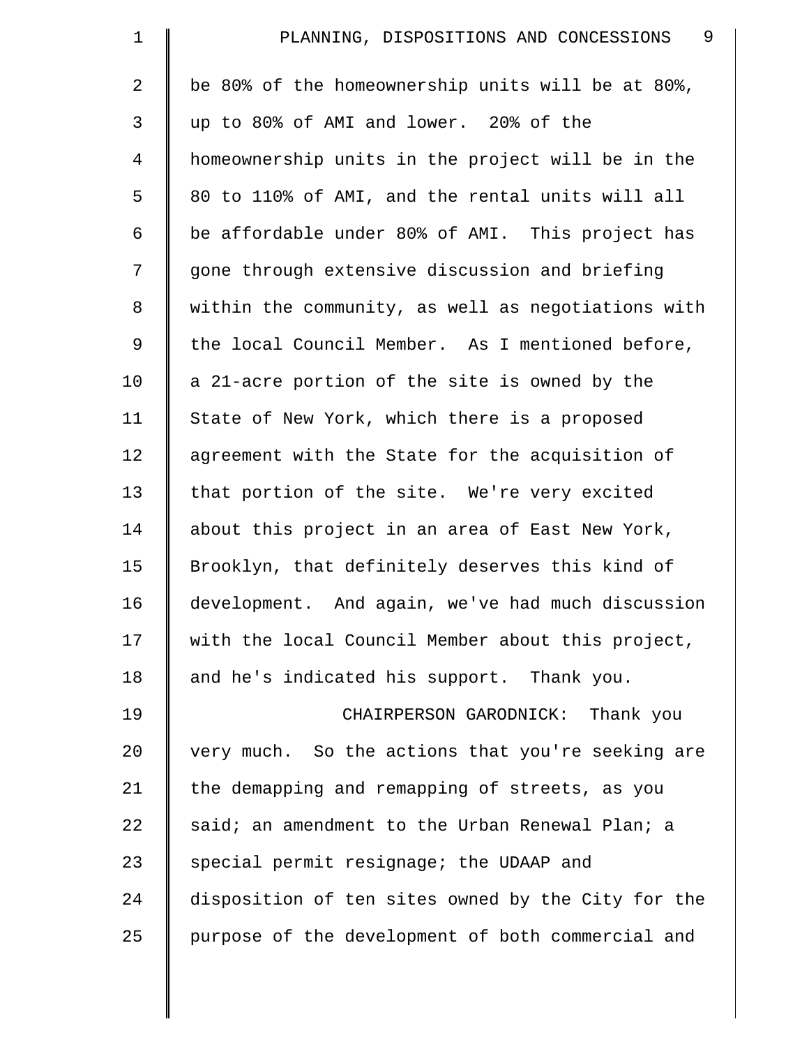be 80% of the homeownership units will be at 80%, up to 80% of AMI and lower. 20% of the homeownership units in the project will be in the 80 to 110% of AMI, and the rental units will all be affordable under 80% of AMI. This project has gone through extensive discussion and briefing within the community, as well as negotiations with the local Council Member. As I mentioned before, a 21-acre portion of the site is owned by the State of New York, which there is a proposed agreement with the State for the acquisition of that portion of the site. We're very excited about this project in an area of East New York, Brooklyn, that definitely deserves this kind of development. And again, we've had much discussion with the local Council Member about this project, and he's indicated his support. Thank you.

CHAIRPERSON GARODNICK: Thank you very much. So the actions that you're seeking are the demapping and remapping of streets, as you said; an amendment to the Urban Renewal Plan; a special permit resignage; the UDAAP and disposition of ten sites owned by the City for the purpose of the development of both commercial and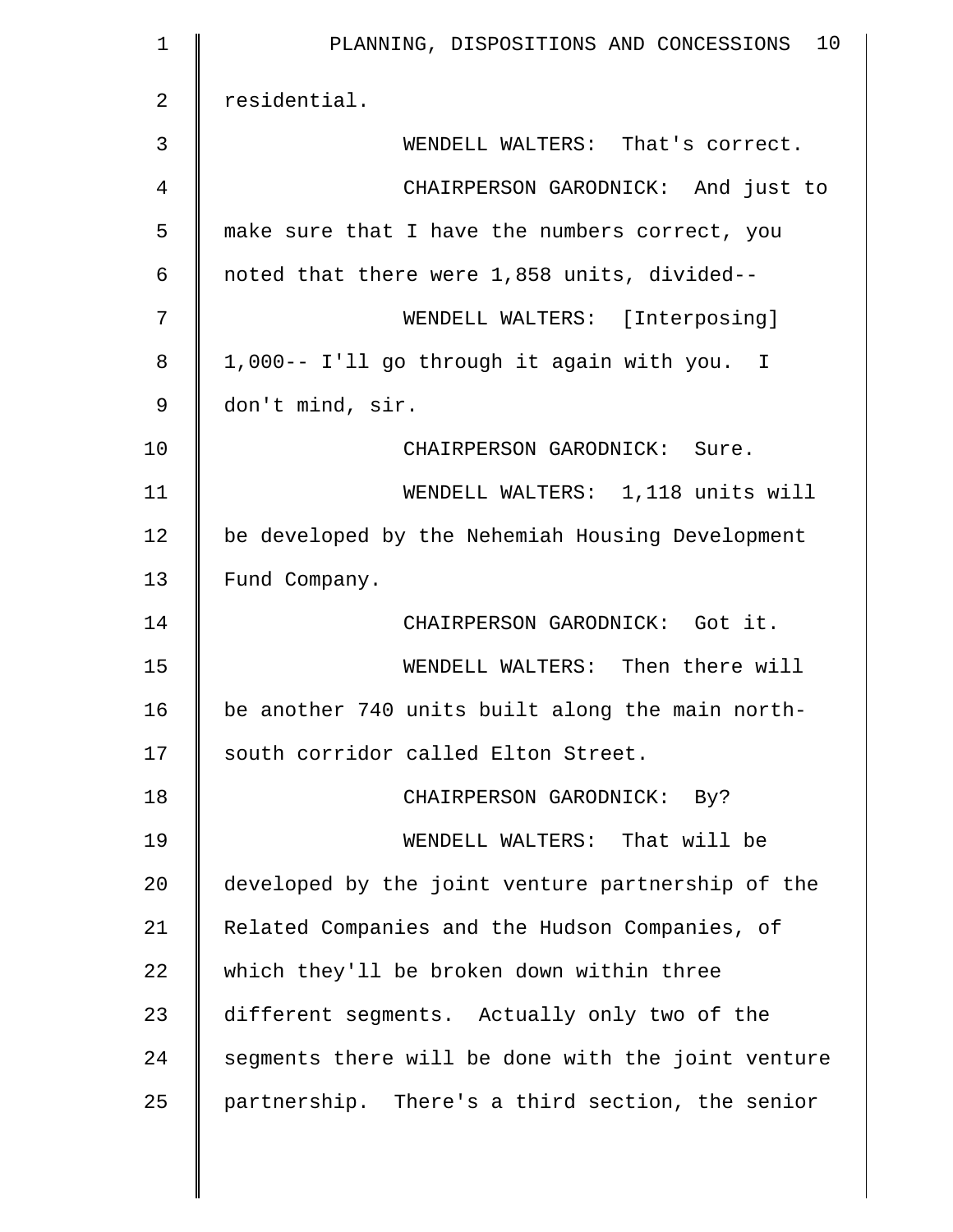residential.

WENDELL WALTERS: That's correct.

CHAIRPERSON GARODNICK: And just to make sure that I have the numbers correct, you noted that there were 1,858 units, divided--

WENDELL WALTERS: [Interposing] 1,000-- I'll go through it again with you. I don't mind, sir.

CHAIRPERSON GARODNICK: Sure.

WENDELL WALTERS: 1,118 units will be developed by the Nehemiah Housing Development Fund Company.

CHAIRPERSON GARODNICK: Got it.

WENDELL WALTERS: Then there will be another 740 units built along the main north-south corridor called Elton Street.

CHAIRPERSON GARODNICK: By?

WENDELL WALTERS: That will be developed by the joint venture partnership of the Related Companies and the Hudson Companies, of which they'll be broken down within three different segments. Actually only two of the segments there will be done with the joint venture partnership. There's a third section, the senior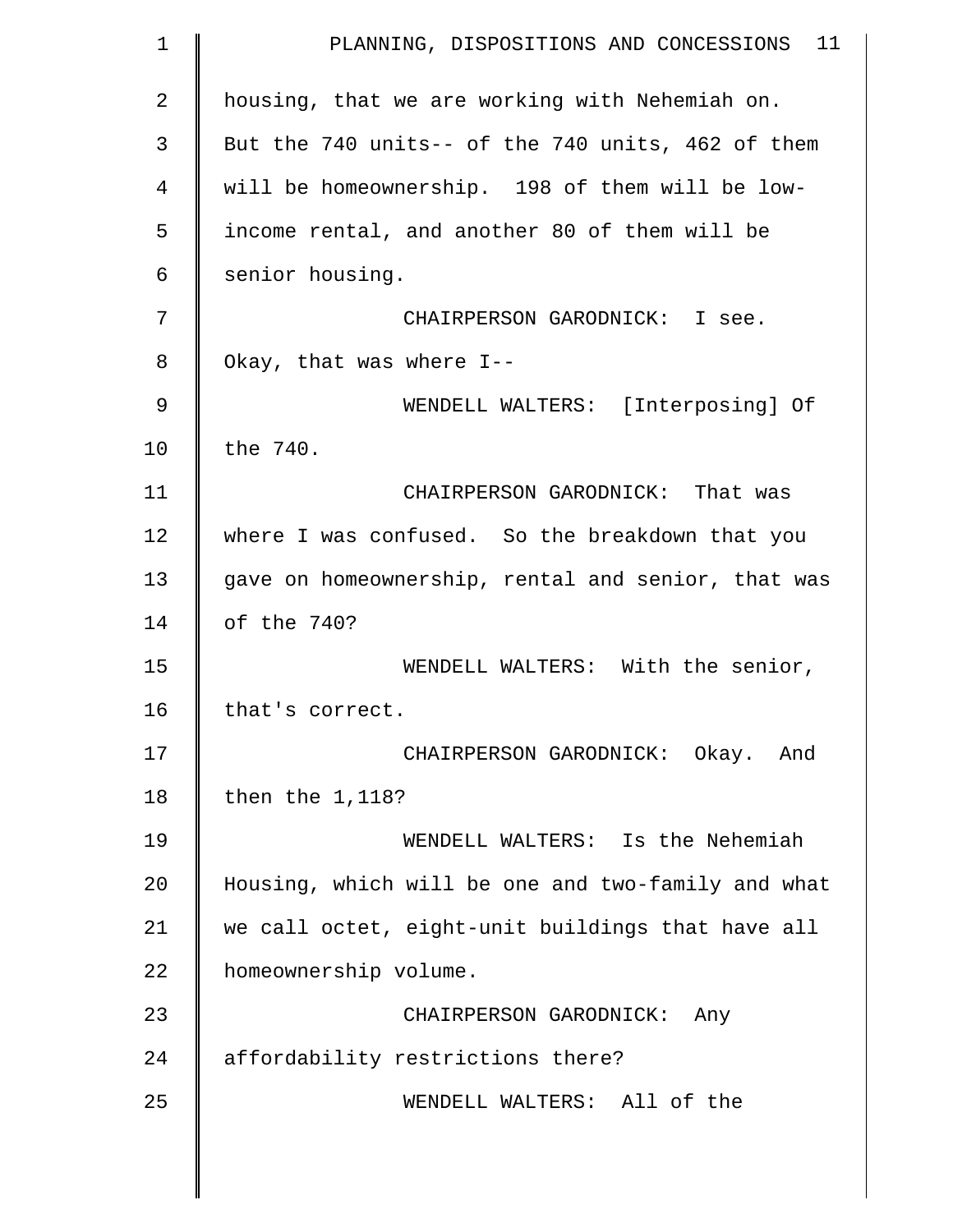housing, that we are working with Nehemiah on. But the 740 units-- of the 740 units, 462 of them will be homeownership. 198 of them will be low-income rental, and another 80 of them will be senior housing.

CHAIRPERSON GARODNICK: I see. Okay, that was where I--

WENDELL WALTERS: [Interposing] Of the 740.

CHAIRPERSON GARODNICK: That was where I was confused. So the breakdown that you gave on homeownership, rental and senior, that was of the 740?

WENDELL WALTERS: With the senior, that's correct.

CHAIRPERSON GARODNICK: Okay. And then the 1,118?

WENDELL WALTERS: Is the Nehemiah Housing, which will be one and two-family and what we call octet, eight-unit buildings that have all homeownership volume.

CHAIRPERSON GARODNICK: Any affordability restrictions there?

WENDELL WALTERS: All of the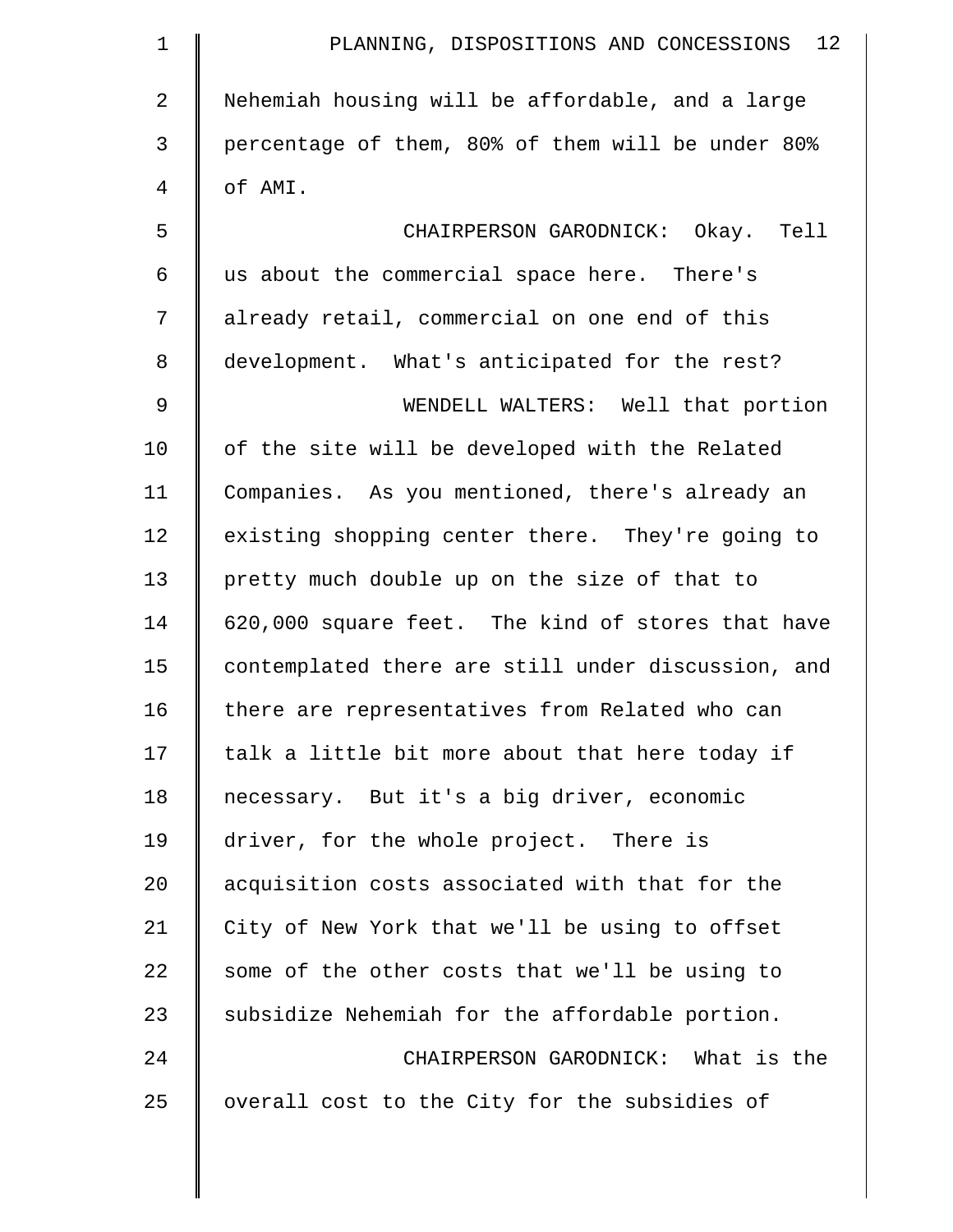Nehemiah housing will be affordable, and a large percentage of them, 80% of them will be under 80% of AMI.

CHAIRPERSON GARODNICK: Okay. Tell us about the commercial space here. There's already retail, commercial on one end of this development. What's anticipated for the rest?

WENDELL WALTERS: Well that portion of the site will be developed with the Related Companies. As you mentioned, there's already an existing shopping center there. They're going to pretty much double up on the size of that to 620,000 square feet. The kind of stores that have contemplated there are still under discussion, and there are representatives from Related who can talk a little bit more about that here today if necessary. But it's a big driver, economic driver, for the whole project. There is acquisition costs associated with that for the City of New York that we'll be using to offset some of the other costs that we'll be using to subsidize Nehemiah for the affordable portion.

CHAIRPERSON GARODNICK: What is the overall cost to the City for the subsidies of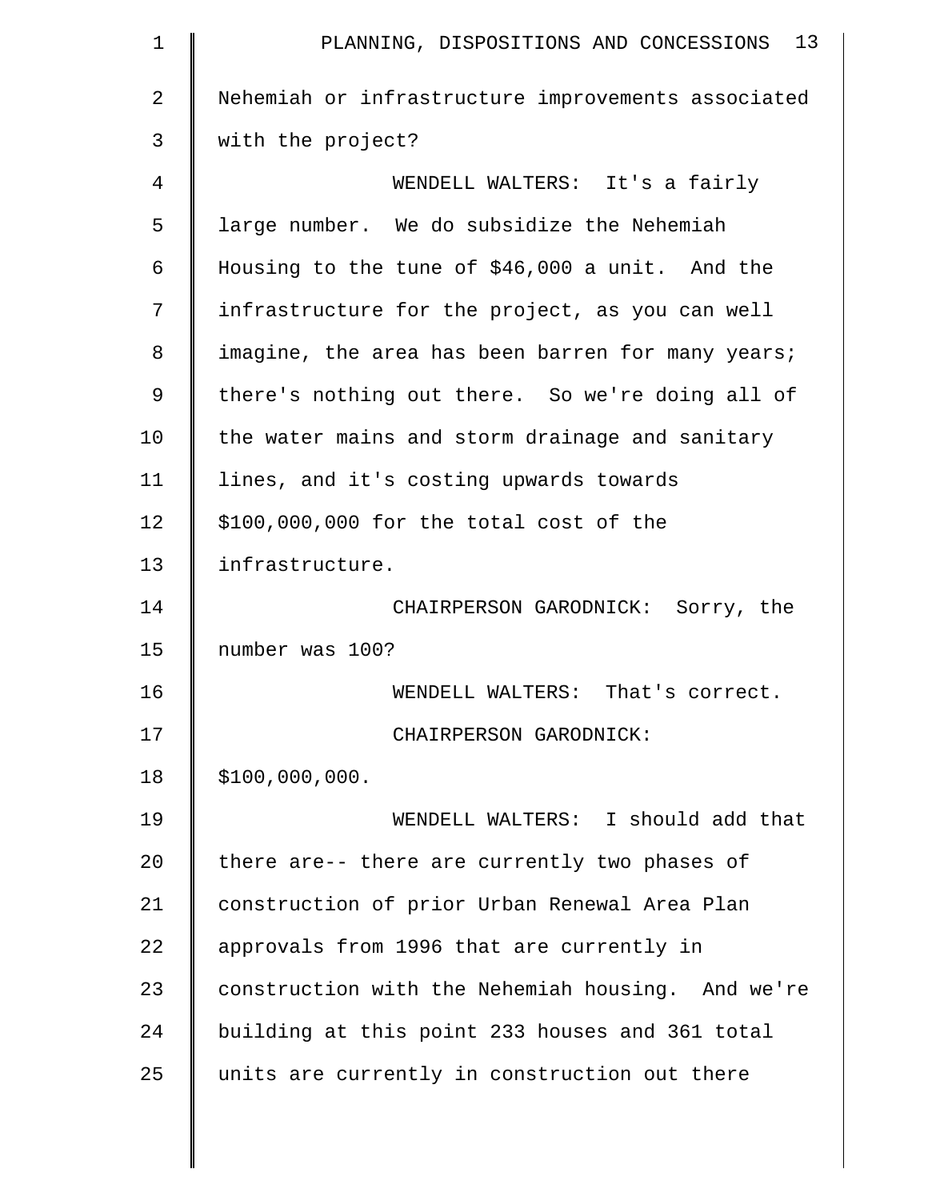Nehemiah or infrastructure improvements associated with the project?

WENDELL WALTERS: It's a fairly large number. We do subsidize the Nehemiah Housing to the tune of $46,000 a unit. And the infrastructure for the project, as you can well imagine, the area has been barren for many years; there's nothing out there. So we're doing all of the water mains and storm drainage and sanitary lines, and it's costing upwards towards $100,000,000 for the total cost of the infrastructure.

CHAIRPERSON GARODNICK: Sorry, the number was 100?

WENDELL WALTERS: That's correct.

CHAIRPERSON GARODNICK: $100,000,000.

WENDELL WALTERS: I should add that there are-- there are currently two phases of construction of prior Urban Renewal Area Plan approvals from 1996 that are currently in construction with the Nehemiah housing. And we're building at this point 233 houses and 361 total units are currently in construction out there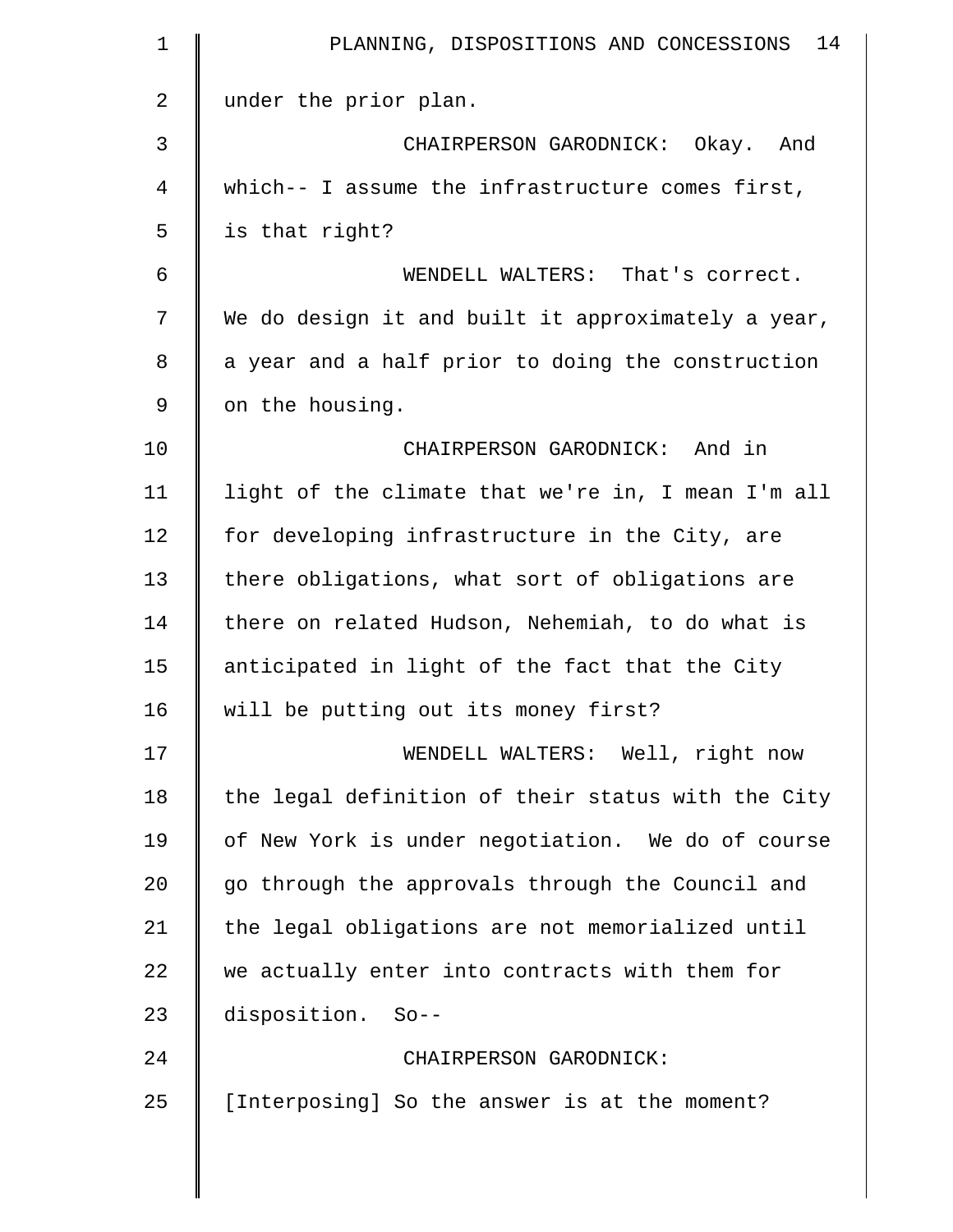under the prior plan.

CHAIRPERSON GARODNICK: Okay. And which-- I assume the infrastructure comes first, is that right?

WENDELL WALTERS: That's correct. We do design it and built it approximately a year, a year and a half prior to doing the construction on the housing.

CHAIRPERSON GARODNICK: And in light of the climate that we're in, I mean I'm all for developing infrastructure in the City, are there obligations, what sort of obligations are there on related Hudson, Nehemiah, to do what is anticipated in light of the fact that the City will be putting out its money first?

WENDELL WALTERS: Well, right now the legal definition of their status with the City of New York is under negotiation. We do of course go through the approvals through the Council and the legal obligations are not memorialized until we actually enter into contracts with them for disposition. So--

CHAIRPERSON GARODNICK: [Interposing] So the answer is at the moment?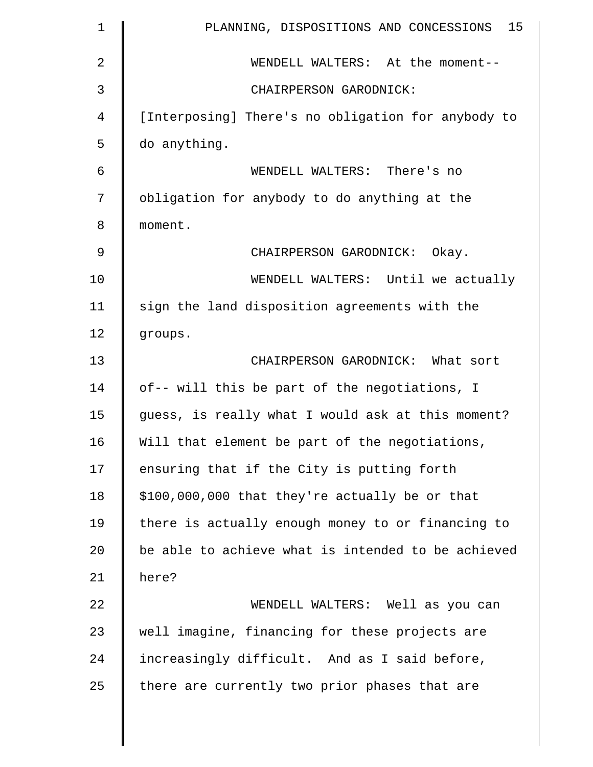WENDELL WALTERS: At the moment--

CHAIRPERSON GARODNICK: [Interposing] There's no obligation for anybody to do anything.

WENDELL WALTERS: There's no obligation for anybody to do anything at the moment.

CHAIRPERSON GARODNICK: Okay.

WENDELL WALTERS: Until we actually sign the land disposition agreements with the groups.

CHAIRPERSON GARODNICK: What sort of-- will this be part of the negotiations, I guess, is really what I would ask at this moment? Will that element be part of the negotiations, ensuring that if the City is putting forth $100,000,000 that they're actually be or that there is actually enough money to or financing to be able to achieve what is intended to be achieved here?

WENDELL WALTERS: Well as you can well imagine, financing for these projects are increasingly difficult. And as I said before, there are currently two prior phases that are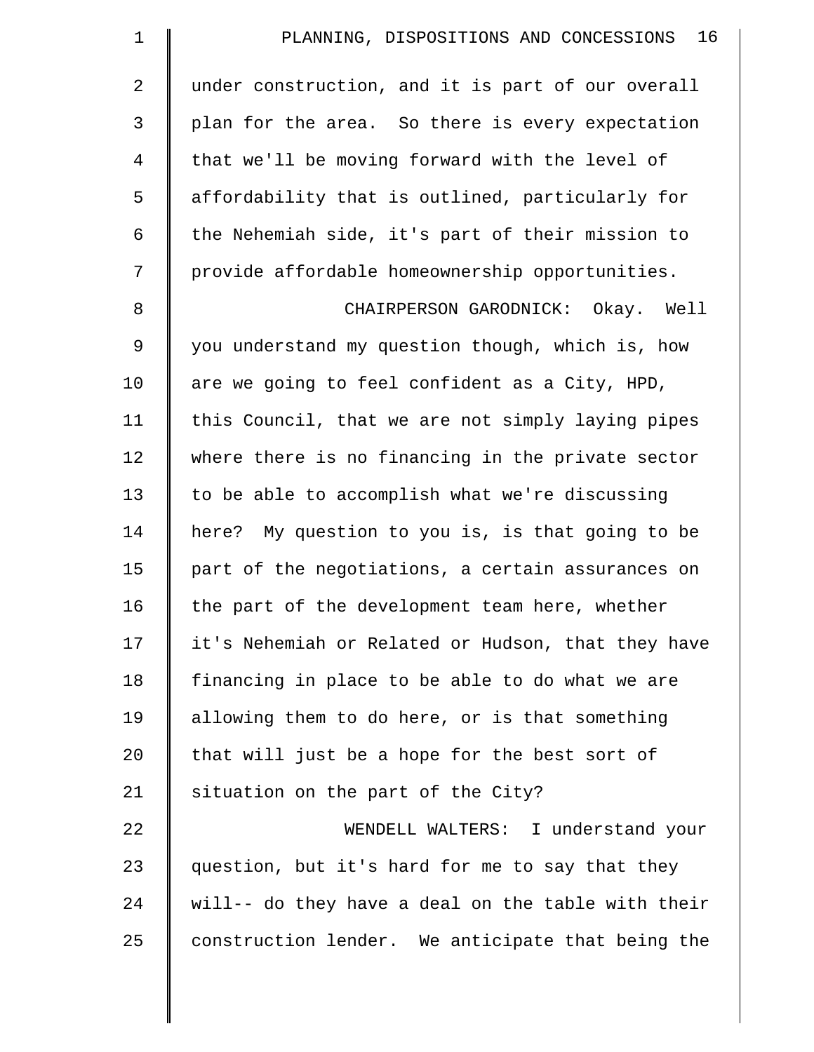under construction, and it is part of our overall plan for the area. So there is every expectation that we'll be moving forward with the level of affordability that is outlined, particularly for the Nehemiah side, it's part of their mission to provide affordable homeownership opportunities.

CHAIRPERSON GARODNICK: Okay. Well you understand my question though, which is, how are we going to feel confident as a City, HPD, this Council, that we are not simply laying pipes where there is no financing in the private sector to be able to accomplish what we're discussing here? My question to you is, is that going to be part of the negotiations, a certain assurances on the part of the development team here, whether it's Nehemiah or Related or Hudson, that they have financing in place to be able to do what we are allowing them to do here, or is that something that will just be a hope for the best sort of situation on the part of the City?

WENDELL WALTERS: I understand your question, but it's hard for me to say that they will-- do they have a deal on the table with their construction lender. We anticipate that being the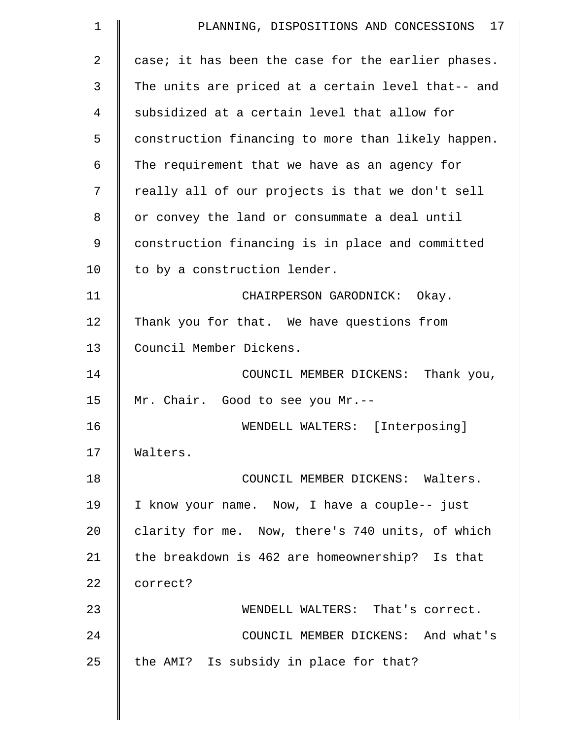case; it has been the case for the earlier phases. The units are priced at a certain level that-- and subsidized at a certain level that allow for construction financing to more than likely happen. The requirement that we have as an agency for really all of our projects is that we don't sell or convey the land or consummate a deal until construction financing is in place and committed to by a construction lender.

CHAIRPERSON GARODNICK: Okay. Thank you for that. We have questions from Council Member Dickens.

COUNCIL MEMBER DICKENS: Thank you, Mr. Chair. Good to see you Mr.--

WENDELL WALTERS: [Interposing] Walters.

COUNCIL MEMBER DICKENS: Walters. I know your name. Now, I have a couple-- just clarity for me. Now, there's 740 units, of which the breakdown is 462 are homeownership? Is that correct?

WENDELL WALTERS: That's correct.

COUNCIL MEMBER DICKENS: And what's the AMI? Is subsidy in place for that?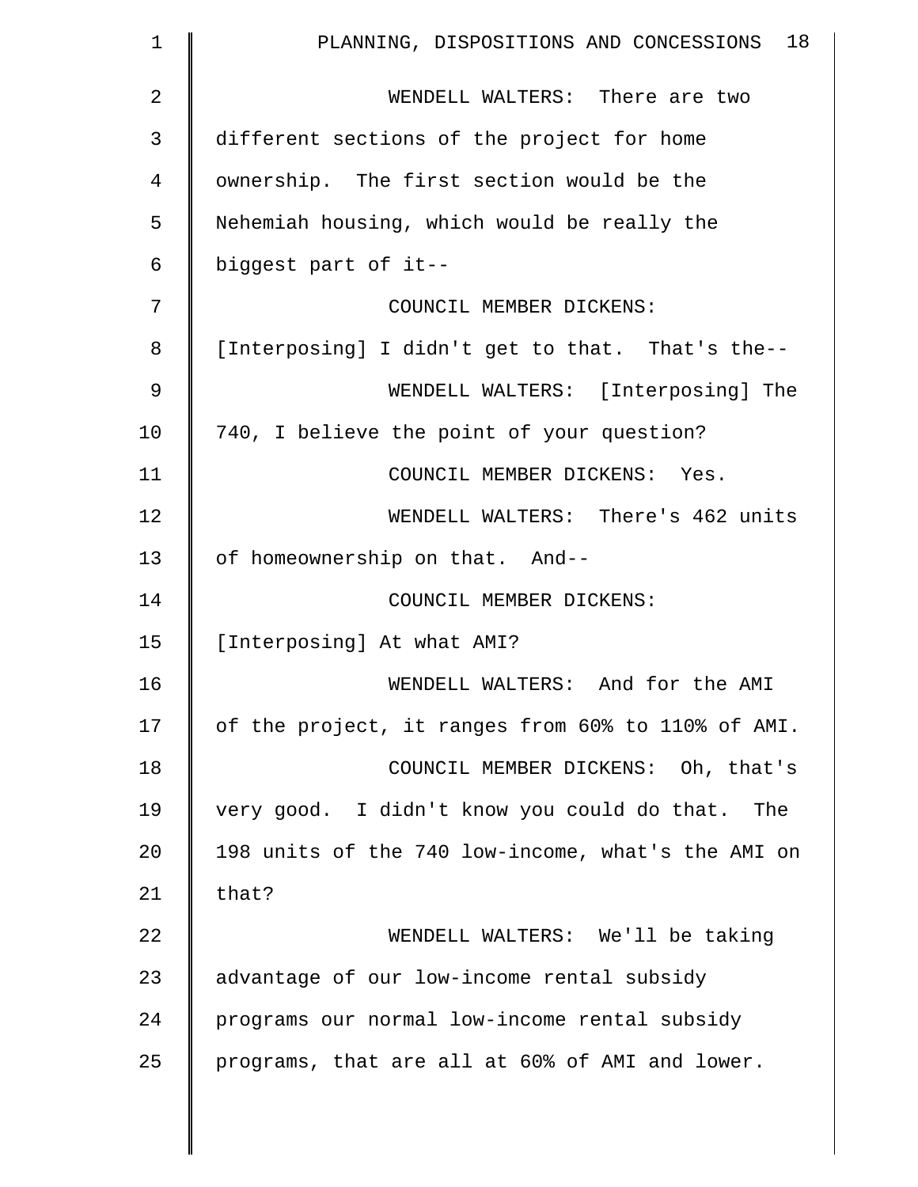WENDELL WALTERS: There are two different sections of the project for home ownership. The first section would be the Nehemiah housing, which would be really the biggest part of it--

COUNCIL MEMBER DICKENS: [Interposing] I didn't get to that. That's the--

WENDELL WALTERS: [Interposing] The 740, I believe the point of your question?

COUNCIL MEMBER DICKENS: Yes.

WENDELL WALTERS: There's 462 units of homeownership on that. And--

COUNCIL MEMBER DICKENS: [Interposing] At what AMI?

WENDELL WALTERS: And for the AMI of the project, it ranges from 60% to 110% of AMI.

COUNCIL MEMBER DICKENS: Oh, that's very good. I didn't know you could do that. The 198 units of the 740 low-income, what's the AMI on that?

WENDELL WALTERS: We'll be taking advantage of our low-income rental subsidy programs our normal low-income rental subsidy programs, that are all at 60% of AMI and lower.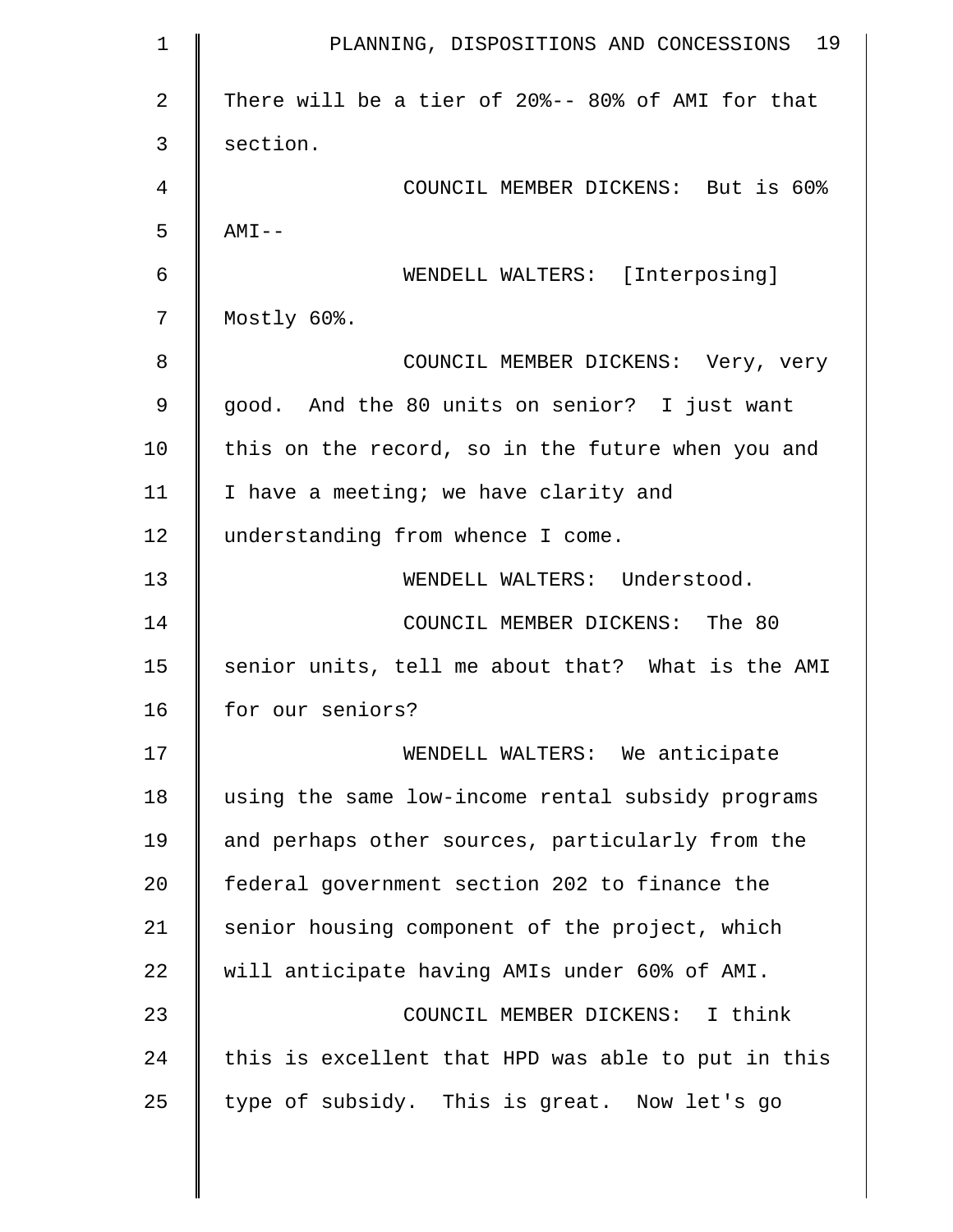There will be a tier of 20%-- 80% of AMI for that section.

COUNCIL MEMBER DICKENS: But is 60% AMI--

WENDELL WALTERS: [Interposing] Mostly 60%.

COUNCIL MEMBER DICKENS: Very, very good. And the 80 units on senior? I just want this on the record, so in the future when you and I have a meeting; we have clarity and understanding from whence I come.

WENDELL WALTERS: Understood.

COUNCIL MEMBER DICKENS: The 80 senior units, tell me about that? What is the AMI for our seniors?

WENDELL WALTERS: We anticipate using the same low-income rental subsidy programs and perhaps other sources, particularly from the federal government section 202 to finance the senior housing component of the project, which will anticipate having AMIs under 60% of AMI.

COUNCIL MEMBER DICKENS: I think this is excellent that HPD was able to put in this type of subsidy. This is great. Now let's go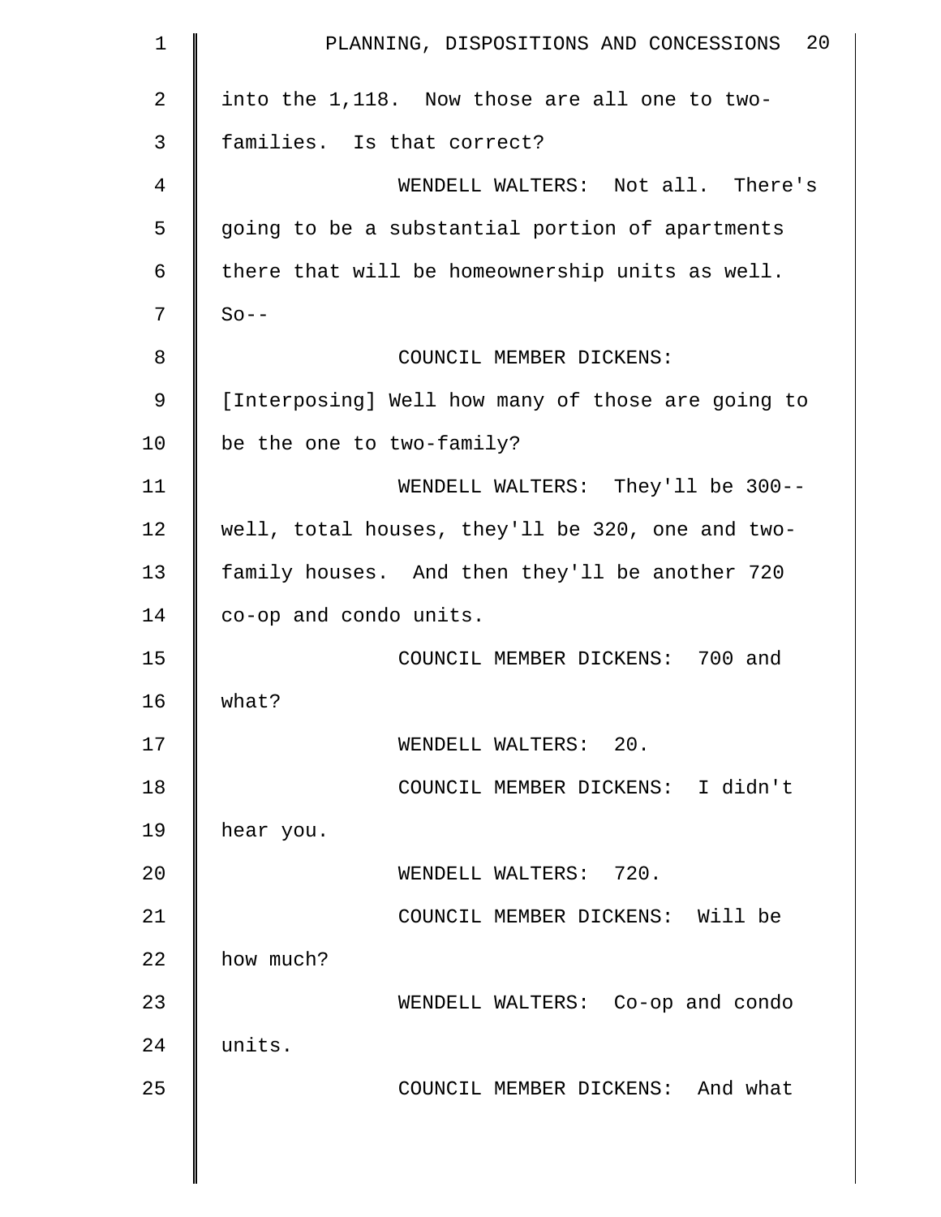into the 1,118. Now those are all one to two-families. Is that correct?

WENDELL WALTERS: Not all. There's going to be a substantial portion of apartments there that will be homeownership units as well. So--

COUNCIL MEMBER DICKENS: [Interposing] Well how many of those are going to be the one to two-family?

WENDELL WALTERS: They'll be 300-- well, total houses, they'll be 320, one and two-family houses. And then they'll be another 720 co-op and condo units.

COUNCIL MEMBER DICKENS: 700 and what?

WENDELL WALTERS: 20.

COUNCIL MEMBER DICKENS: I didn't hear you.

WENDELL WALTERS: 720.

COUNCIL MEMBER DICKENS: Will be how much?

WENDELL WALTERS: Co-op and condo units.

COUNCIL MEMBER DICKENS: And what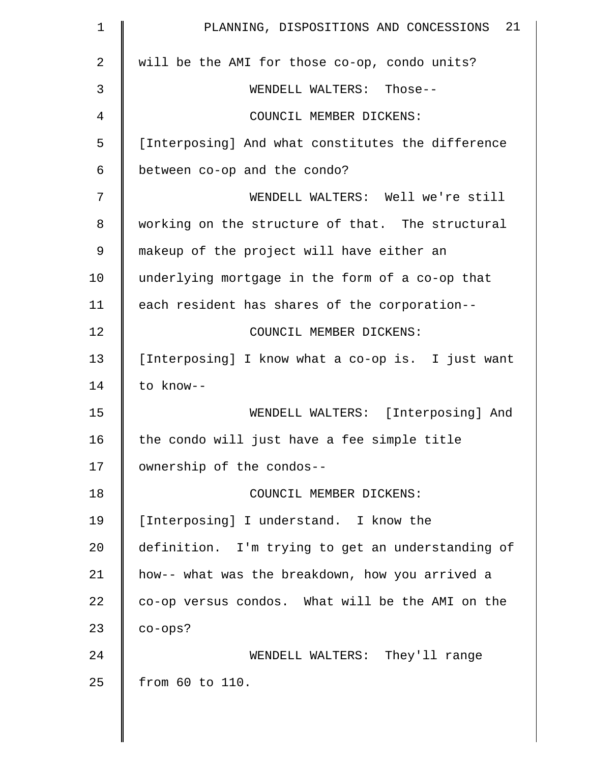will be the AMI for those co-op, condo units?

WENDELL WALTERS: Those--

COUNCIL MEMBER DICKENS: [Interposing] And what constitutes the difference between co-op and the condo?

WENDELL WALTERS: Well we're still working on the structure of that. The structural makeup of the project will have either an underlying mortgage in the form of a co-op that each resident has shares of the corporation--

COUNCIL MEMBER DICKENS: [Interposing] I know what a co-op is. I just want to know--

WENDELL WALTERS: [Interposing] And the condo will just have a fee simple title ownership of the condos--

COUNCIL MEMBER DICKENS: [Interposing] I understand. I know the definition. I'm trying to get an understanding of how-- what was the breakdown, how you arrived a co-op versus condos. What will be the AMI on the co-ops?

WENDELL WALTERS: They'll range from 60 to 110.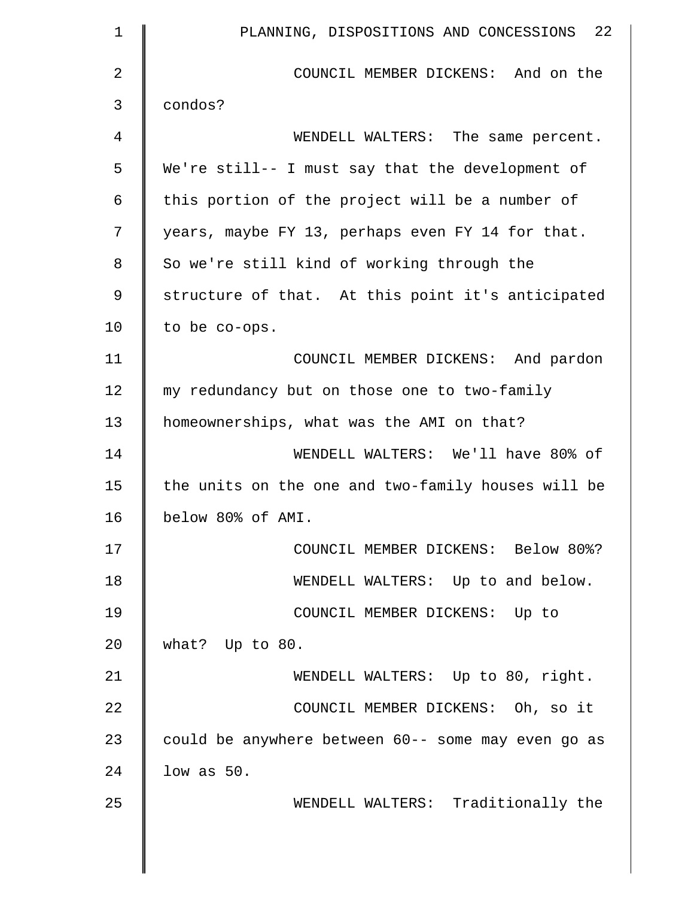COUNCIL MEMBER DICKENS: And on the condos?

WENDELL WALTERS: The same percent. We're still-- I must say that the development of this portion of the project will be a number of years, maybe FY 13, perhaps even FY 14 for that. So we're still kind of working through the structure of that. At this point it's anticipated to be co-ops.

COUNCIL MEMBER DICKENS: And pardon my redundancy but on those one to two-family homeownerships, what was the AMI on that?

WENDELL WALTERS: We'll have 80% of the units on the one and two-family houses will be below 80% of AMI.

COUNCIL MEMBER DICKENS: Below 80%?

WENDELL WALTERS: Up to and below.

COUNCIL MEMBER DICKENS: Up to what? Up to 80.

WENDELL WALTERS: Up to 80, right.

COUNCIL MEMBER DICKENS: Oh, so it could be anywhere between 60-- some may even go as low as 50.

WENDELL WALTERS: Traditionally the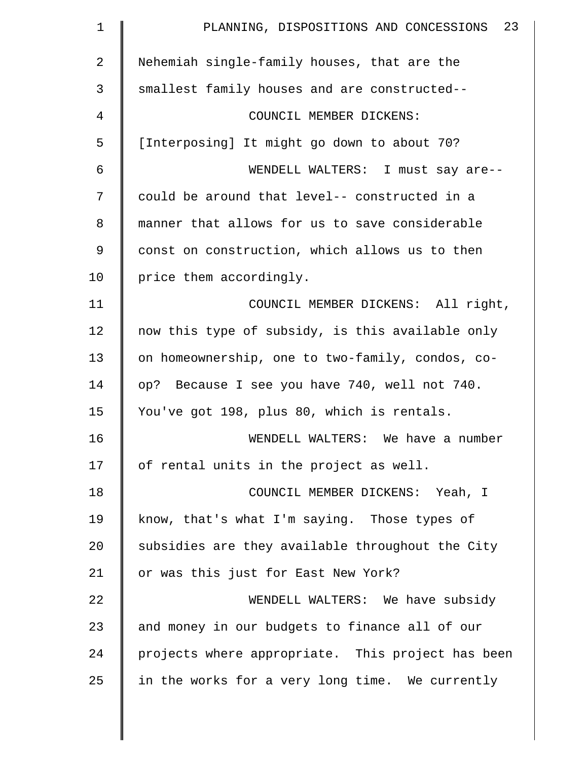Nehemiah single-family houses, that are the smallest family houses and are constructed--

COUNCIL MEMBER DICKENS: [Interposing] It might go down to about 70?

WENDELL WALTERS: I must say are-- could be around that level-- constructed in a manner that allows for us to save considerable const on construction, which allows us to then price them accordingly.

COUNCIL MEMBER DICKENS: All right, now this type of subsidy, is this available only on homeownership, one to two-family, condos, co-op? Because I see you have 740, well not 740. You've got 198, plus 80, which is rentals.

WENDELL WALTERS: We have a number of rental units in the project as well.

COUNCIL MEMBER DICKENS: Yeah, I know, that's what I'm saying. Those types of subsidies are they available throughout the City or was this just for East New York?

WENDELL WALTERS: We have subsidy and money in our budgets to finance all of our projects where appropriate. This project has been in the works for a very long time. We currently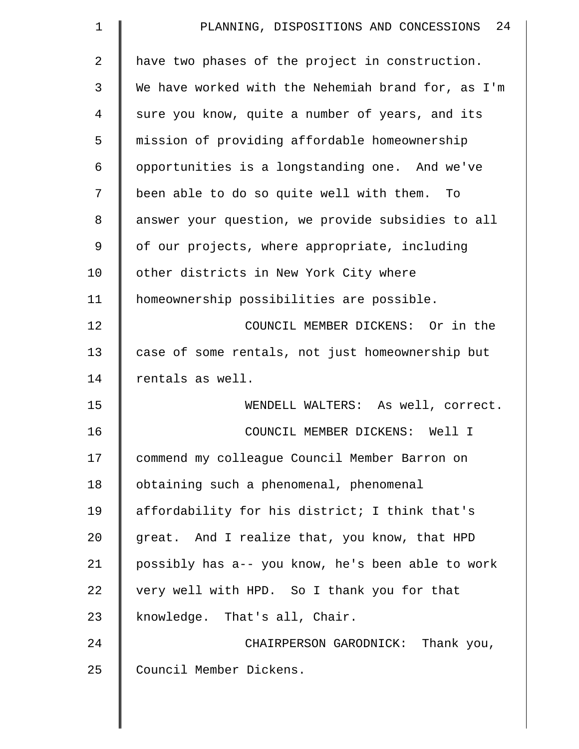have two phases of the project in construction. We have worked with the Nehemiah brand for, as I'm sure you know, quite a number of years, and its mission of providing affordable homeownership opportunities is a longstanding one. And we've been able to do so quite well with them. To answer your question, we provide subsidies to all of our projects, where appropriate, including other districts in New York City where homeownership possibilities are possible.

COUNCIL MEMBER DICKENS: Or in the case of some rentals, not just homeownership but rentals as well.

WENDELL WALTERS: As well, correct.

COUNCIL MEMBER DICKENS: Well I commend my colleague Council Member Barron on obtaining such a phenomenal, phenomenal affordability for his district; I think that's great. And I realize that, you know, that HPD possibly has a-- you know, he's been able to work very well with HPD. So I thank you for that knowledge. That's all, Chair.

CHAIRPERSON GARODNICK: Thank you, Council Member Dickens.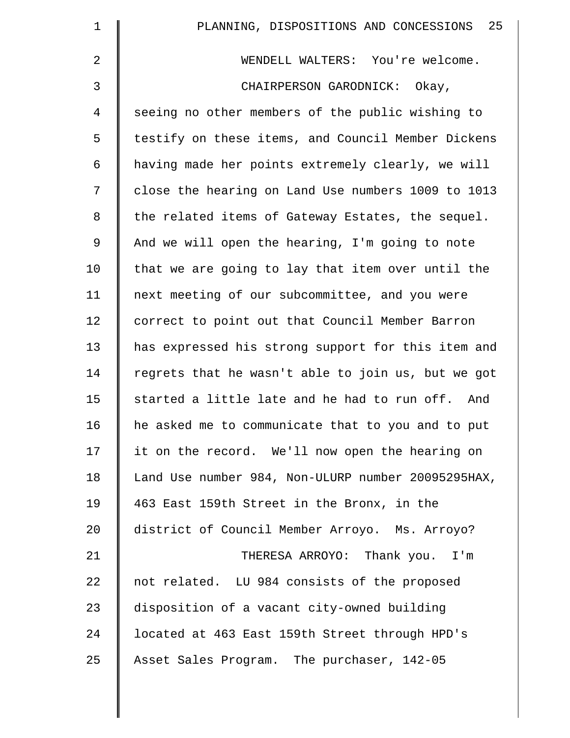WENDELL WALTERS: You're welcome.

CHAIRPERSON GARODNICK: Okay, seeing no other members of the public wishing to testify on these items, and Council Member Dickens having made her points extremely clearly, we will close the hearing on Land Use numbers 1009 to 1013 the related items of Gateway Estates, the sequel. And we will open the hearing, I'm going to note that we are going to lay that item over until the next meeting of our subcommittee, and you were correct to point out that Council Member Barron has expressed his strong support for this item and regrets that he wasn't able to join us, but we got started a little late and he had to run off. And he asked me to communicate that to you and to put it on the record. We'll now open the hearing on Land Use number 984, Non-ULURP number 20095295HAX, 463 East 159th Street in the Bronx, in the district of Council Member Arroyo. Ms. Arroyo?

THERESA ARROYO: Thank you. I'm not related. LU 984 consists of the proposed disposition of a vacant city-owned building located at 463 East 159th Street through HPD's Asset Sales Program. The purchaser, 142-05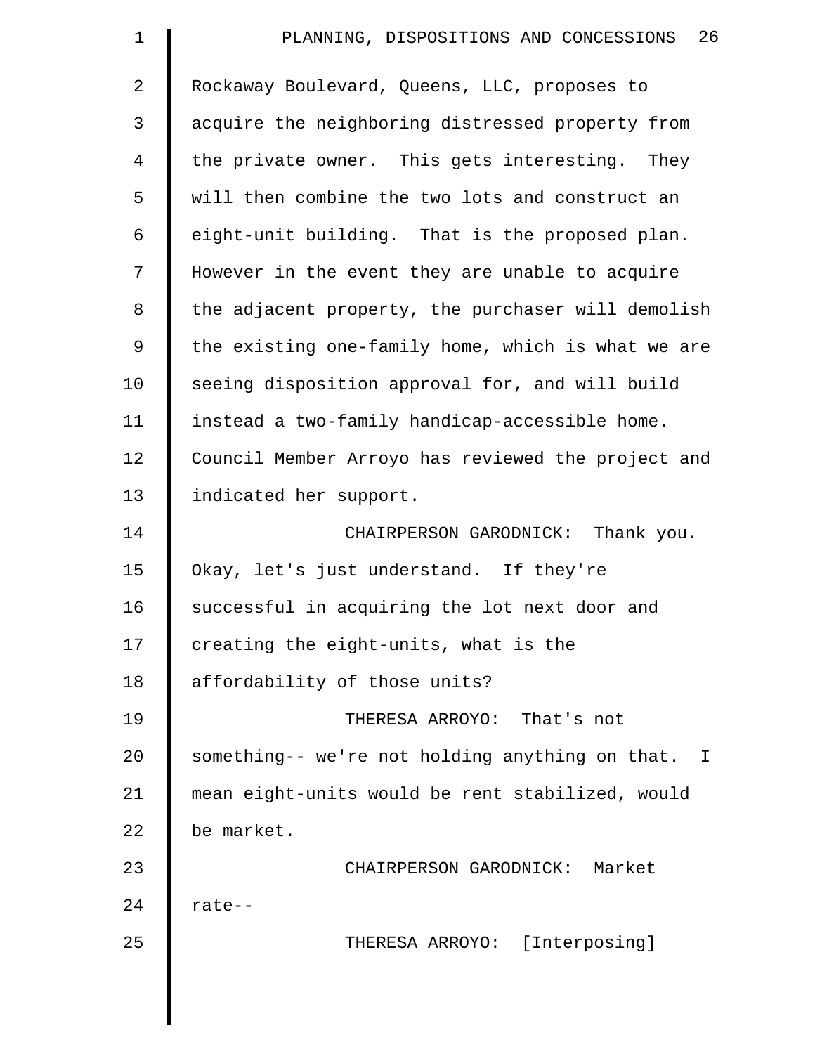Rockaway Boulevard, Queens, LLC, proposes to acquire the neighboring distressed property from the private owner. This gets interesting. They will then combine the two lots and construct an eight-unit building. That is the proposed plan. However in the event they are unable to acquire the adjacent property, the purchaser will demolish the existing one-family home, which is what we are seeing disposition approval for, and will build instead a two-family handicap-accessible home. Council Member Arroyo has reviewed the project and indicated her support.

CHAIRPERSON GARODNICK: Thank you. Okay, let's just understand. If they're successful in acquiring the lot next door and creating the eight-units, what is the affordability of those units?

THERESA ARROYO: That's not something-- we're not holding anything on that. I mean eight-units would be rent stabilized, would be market.

CHAIRPERSON GARODNICK: Market rate--

THERESA ARROYO: [Interposing]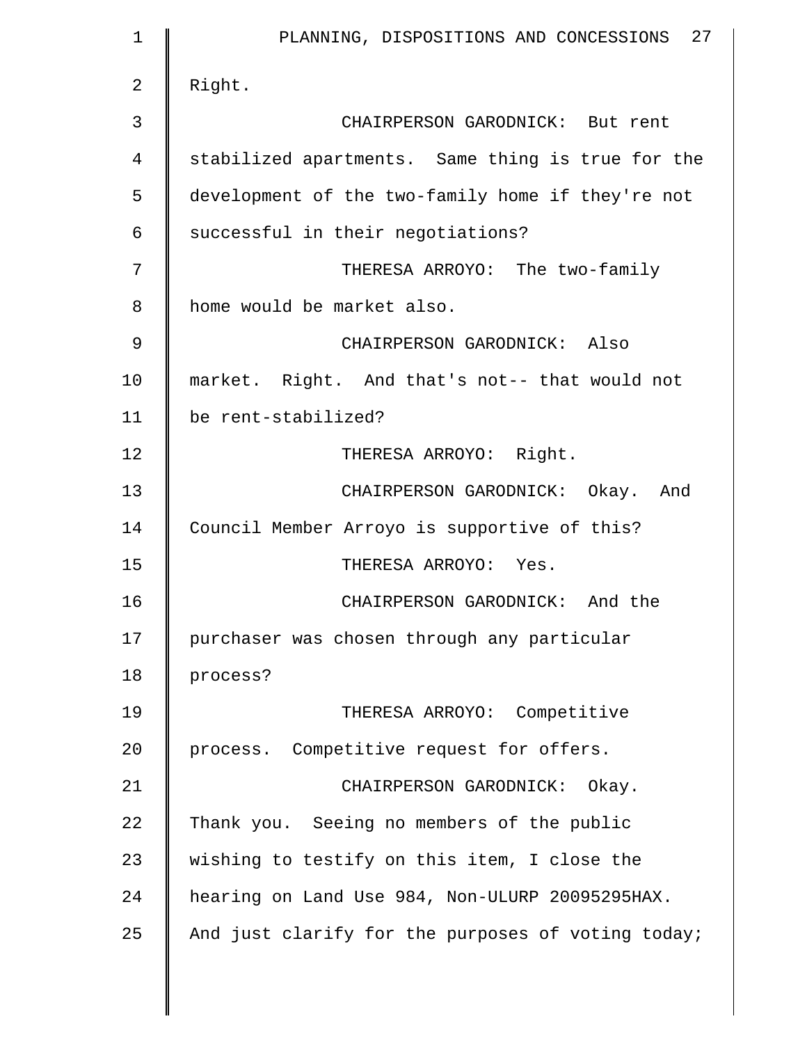Right.

CHAIRPERSON GARODNICK: But rent stabilized apartments. Same thing is true for the development of the two-family home if they're not successful in their negotiations?

THERESA ARROYO: The two-family home would be market also.

CHAIRPERSON GARODNICK: Also market. Right. And that's not-- that would not be rent-stabilized?

THERESA ARROYO: Right.

CHAIRPERSON GARODNICK: Okay. And Council Member Arroyo is supportive of this?

THERESA ARROYO: Yes.

CHAIRPERSON GARODNICK: And the purchaser was chosen through any particular process?

THERESA ARROYO: Competitive process. Competitive request for offers.

CHAIRPERSON GARODNICK: Okay. Thank you. Seeing no members of the public wishing to testify on this item, I close the hearing on Land Use 984, Non-ULURP 20095295HAX. And just clarify for the purposes of voting today;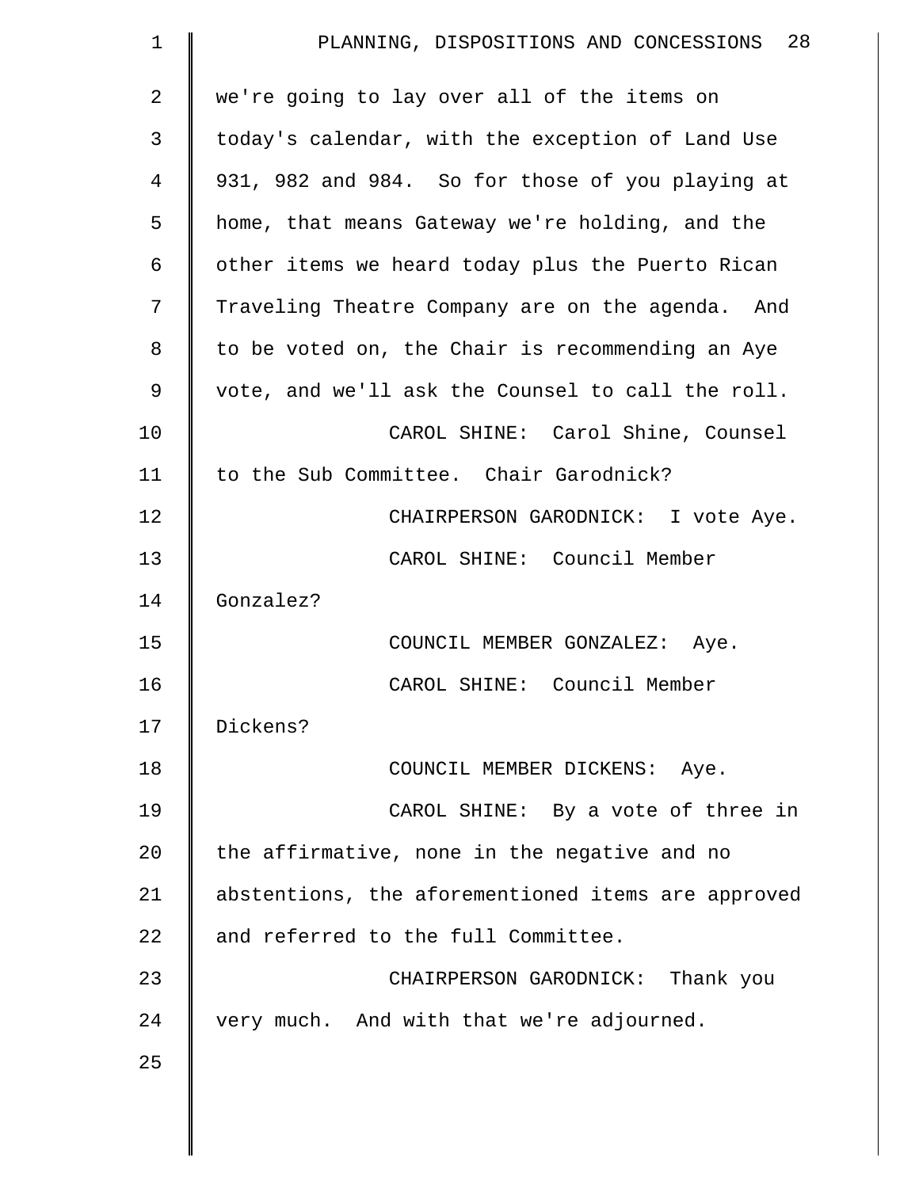we're going to lay over all of the items on today's calendar, with the exception of Land Use 931, 982 and 984. So for those of you playing at home, that means Gateway we're holding, and the other items we heard today plus the Puerto Rican Traveling Theatre Company are on the agenda. And to be voted on, the Chair is recommending an Aye vote, and we'll ask the Counsel to call the roll.

CAROL SHINE: Carol Shine, Counsel to the Sub Committee. Chair Garodnick?

CHAIRPERSON GARODNICK: I vote Aye.

CAROL SHINE: Council Member Gonzalez?

COUNCIL MEMBER GONZALEZ: Aye.

CAROL SHINE: Council Member Dickens?

COUNCIL MEMBER DICKENS: Aye.

CAROL SHINE: By a vote of three in the affirmative, none in the negative and no abstentions, the aforementioned items are approved and referred to the full Committee.

CHAIRPERSON GARODNICK: Thank you very much. And with that we're adjourned.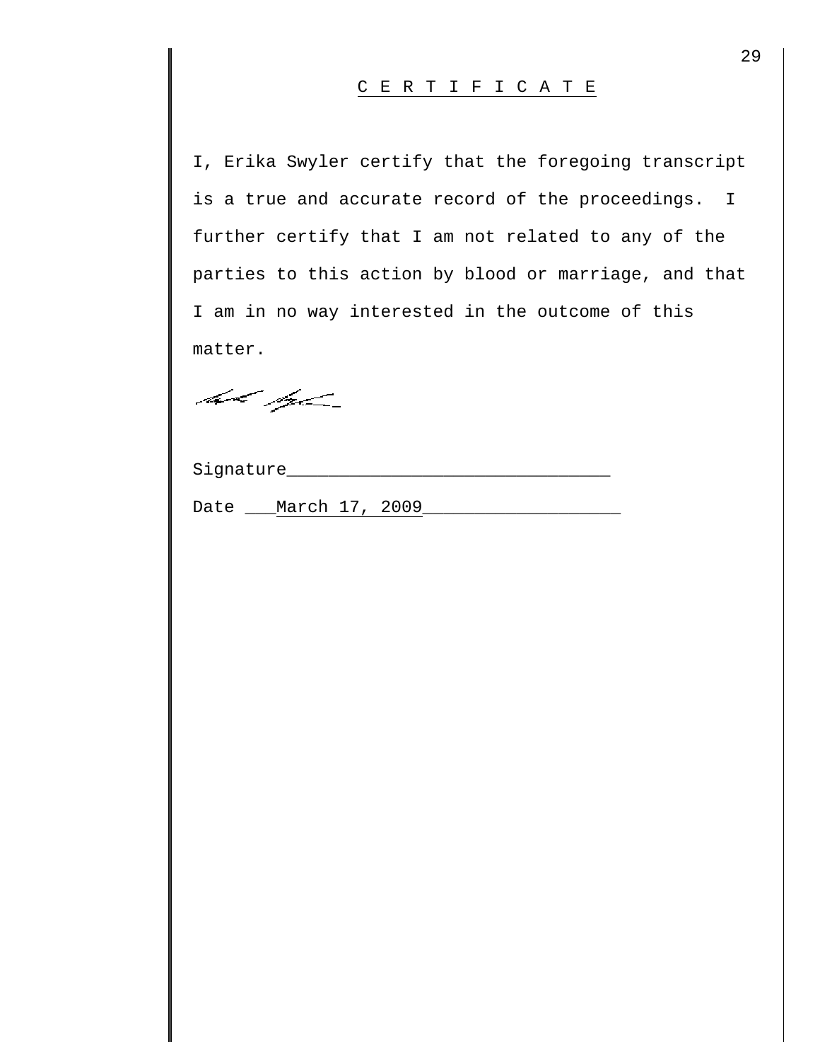# C E R T I F I C A T E

I, Erika Swyler certify that the foregoing transcript is a true and accurate record of the proceedings. I further certify that I am not related to any of the parties to this action by blood or marriage, and that I am in no way interested in the outcome of this matter.

Signature_______________________________

Date ___March 17, 2009___________________